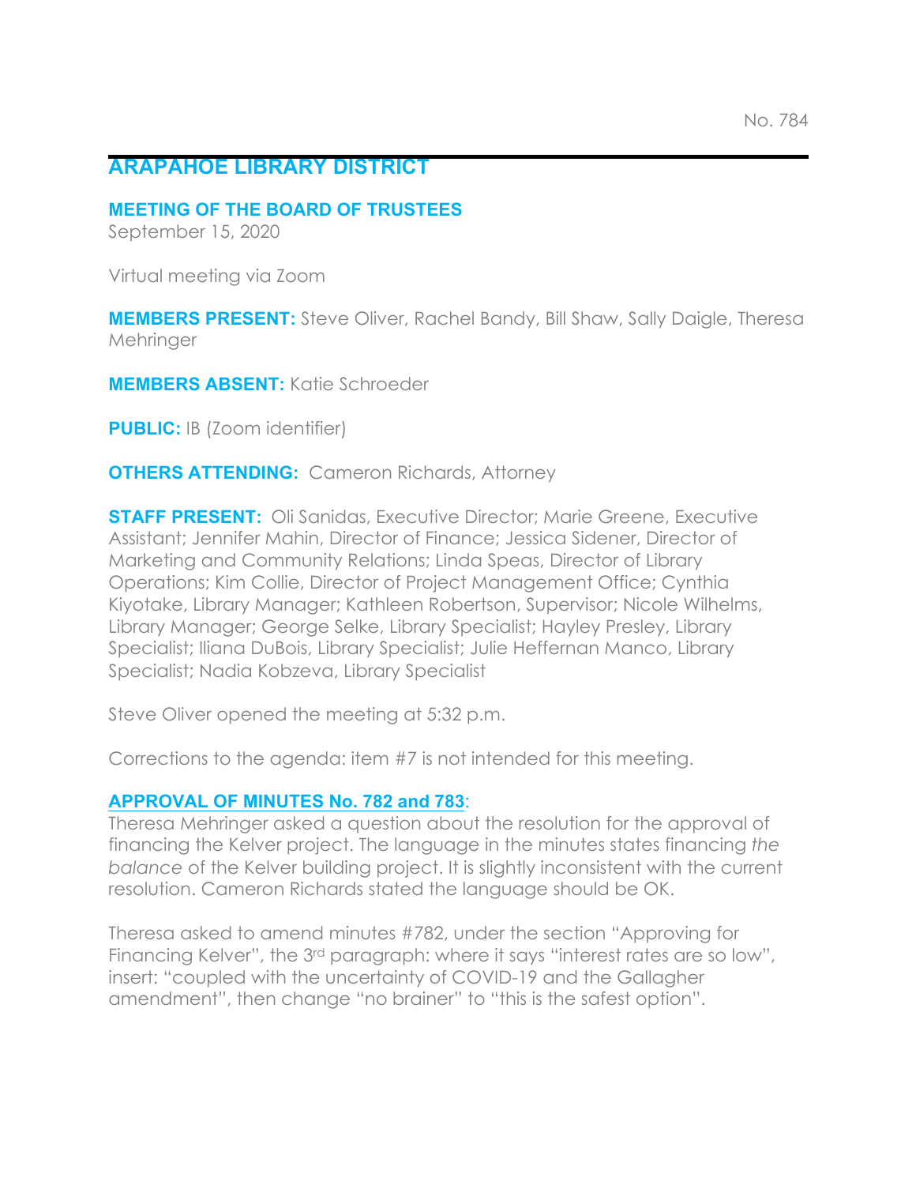No. 784

# ARAPAHOE LIBRARY DISTRICT

## MEETING OF THE BOARD OF TRUSTEES

September 15, 2020

Virtual meeting via Zoom

**MEMBERS PRESENT:** Steve Oliver, Rachel Bandy, Bill Shaw, Sally Daigle, Theresa Mehringer

**MEMBERS ABSENT:** Katie Schroeder

**PUBLIC:** IB (Zoom identifier)

**OTHERS ATTENDING:** Cameron Richards, Attorney

**STAFF PRESENT:** Oli Sanidas, Executive Director; Marie Greene, Executive Assistant; Jennifer Mahin, Director of Finance; Jessica Sidener, Director of Marketing and Community Relations; Linda Speas, Director of Library Operations; Kim Collie, Director of Project Management Office; Cynthia Kiyotake, Library Manager; Kathleen Robertson, Supervisor; Nicole Wilhelms, Library Manager; George Selke, Library Specialist; Hayley Presley, Library Specialist; Iliana DuBois, Library Specialist; Julie Heffernan Manco, Library Specialist; Nadia Kobzeva, Library Specialist

Steve Oliver opened the meeting at 5:32 p.m.

Corrections to the agenda: item #7 is not intended for this meeting.

### APPROVAL OF MINUTES No. 782 and 783:

Theresa Mehringer asked a question about the resolution for the approval of financing the Kelver project. The language in the minutes states financing *the balance* of the Kelver building project. It is slightly inconsistent with the current resolution. Cameron Richards stated the language should be OK.

Theresa asked to amend minutes #782, under the section "Approving for Financing Kelver", the 3rd paragraph: where it says "interest rates are so low", insert: "coupled with the uncertainty of COVID-19 and the Gallagher amendment", then change "no brainer" to "this is the safest option".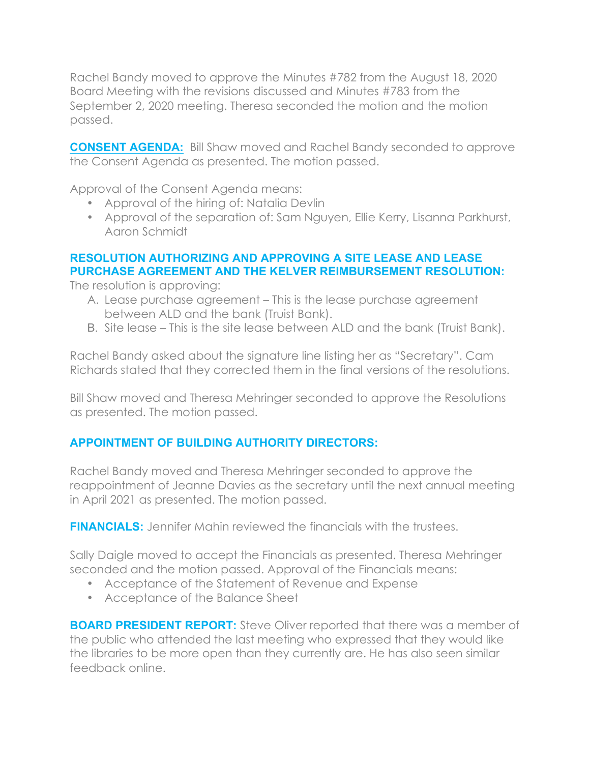Rachel Bandy moved to approve the Minutes #782 from the August 18, 2020 Board Meeting with the revisions discussed and Minutes #783 from the September 2, 2020 meeting. Theresa seconded the motion and the motion passed.

**CONSENT AGENDA:** Bill Shaw moved and Rachel Bandy seconded to approve the Consent Agenda as presented. The motion passed.

Approval of the Consent Agenda means:

- Approval of the hiring of: Natalia Devlin
- Approval of the separation of: Sam Nguyen, Ellie Kerry, Lisanna Parkhurst, Aaron Schmidt

**RESOLUTION AUTHORIZING AND APPROVING A SITE LEASE AND LEASE PURCHASE AGREEMENT AND THE KELVER REIMBURSEMENT RESOLUTION:**

The resolution is approving:

A. Lease purchase agreement – This is the lease purchase agreement between ALD and the bank (Truist Bank).
B. Site lease – This is the site lease between ALD and the bank (Truist Bank).

Rachel Bandy asked about the signature line listing her as "Secretary". Cam Richards stated that they corrected them in the final versions of the resolutions.

Bill Shaw moved and Theresa Mehringer seconded to approve the Resolutions as presented. The motion passed.

**APPOINTMENT OF BUILDING AUTHORITY DIRECTORS:**

Rachel Bandy moved and Theresa Mehringer seconded to approve the reappointment of Jeanne Davies as the secretary until the next annual meeting in April 2021 as presented. The motion passed.

**FINANCIALS:** Jennifer Mahin reviewed the financials with the trustees.

Sally Daigle moved to accept the Financials as presented. Theresa Mehringer seconded and the motion passed. Approval of the Financials means:

- Acceptance of the Statement of Revenue and Expense
- Acceptance of the Balance Sheet

**BOARD PRESIDENT REPORT:** Steve Oliver reported that there was a member of the public who attended the last meeting who expressed that they would like the libraries to be more open than they currently are. He has also seen similar feedback online.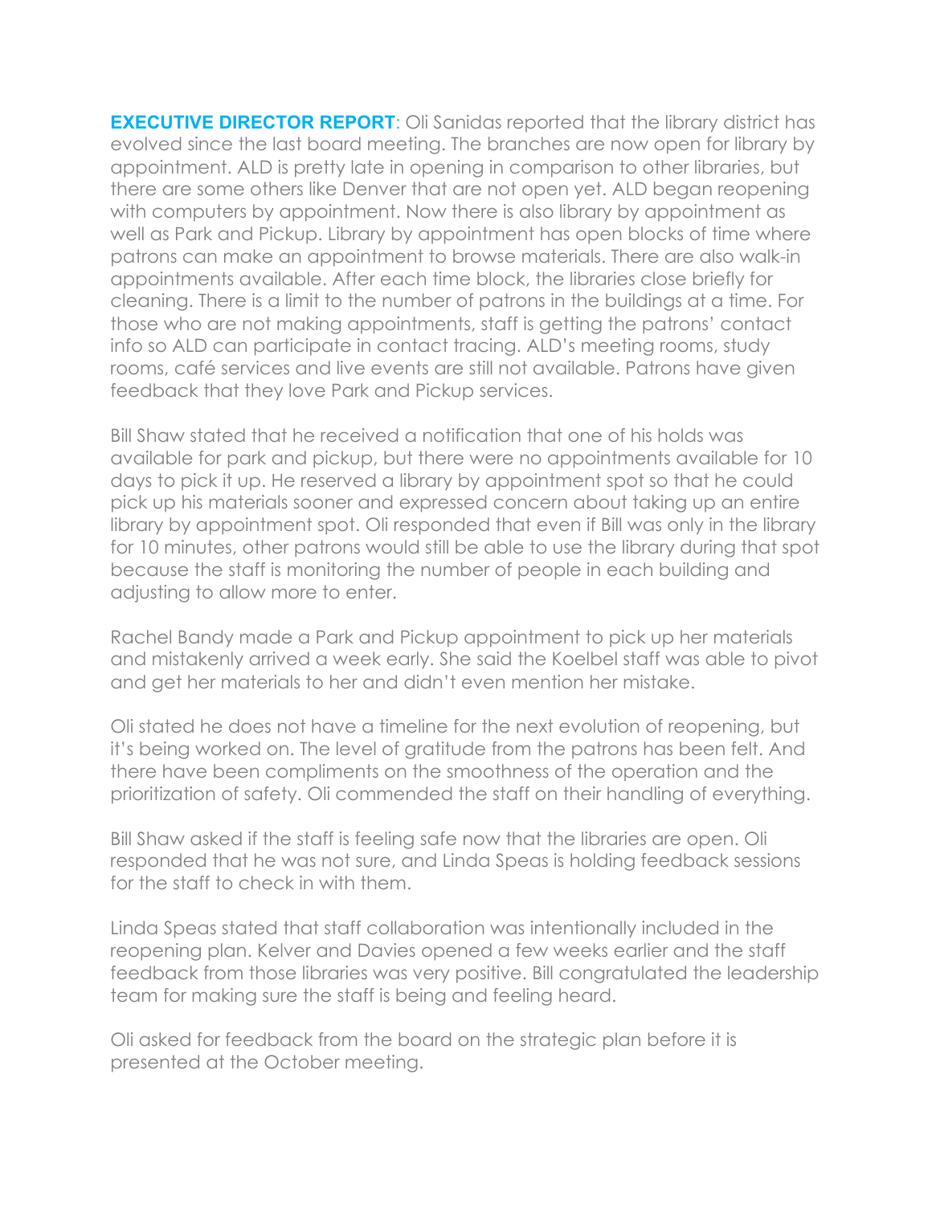**EXECUTIVE DIRECTOR REPORT**: Oli Sanidas reported that the library district has evolved since the last board meeting. The branches are now open for library by appointment. ALD is pretty late in opening in comparison to other libraries, but there are some others like Denver that are not open yet. ALD began reopening with computers by appointment. Now there is also library by appointment as well as Park and Pickup. Library by appointment has open blocks of time where patrons can make an appointment to browse materials. There are also walk-in appointments available. After each time block, the libraries close briefly for cleaning. There is a limit to the number of patrons in the buildings at a time. For those who are not making appointments, staff is getting the patrons' contact info so ALD can participate in contact tracing. ALD's meeting rooms, study rooms, café services and live events are still not available. Patrons have given feedback that they love Park and Pickup services.

Bill Shaw stated that he received a notification that one of his holds was available for park and pickup, but there were no appointments available for 10 days to pick it up. He reserved a library by appointment spot so that he could pick up his materials sooner and expressed concern about taking up an entire library by appointment spot. Oli responded that even if Bill was only in the library for 10 minutes, other patrons would still be able to use the library during that spot because the staff is monitoring the number of people in each building and adjusting to allow more to enter.

Rachel Bandy made a Park and Pickup appointment to pick up her materials and mistakenly arrived a week early. She said the Koelbel staff was able to pivot and get her materials to her and didn't even mention her mistake.

Oli stated he does not have a timeline for the next evolution of reopening, but it's being worked on. The level of gratitude from the patrons has been felt. And there have been compliments on the smoothness of the operation and the prioritization of safety. Oli commended the staff on their handling of everything.

Bill Shaw asked if the staff is feeling safe now that the libraries are open. Oli responded that he was not sure, and Linda Speas is holding feedback sessions for the staff to check in with them.

Linda Speas stated that staff collaboration was intentionally included in the reopening plan. Kelver and Davies opened a few weeks earlier and the staff feedback from those libraries was very positive. Bill congratulated the leadership team for making sure the staff is being and feeling heard.

Oli asked for feedback from the board on the strategic plan before it is presented at the October meeting.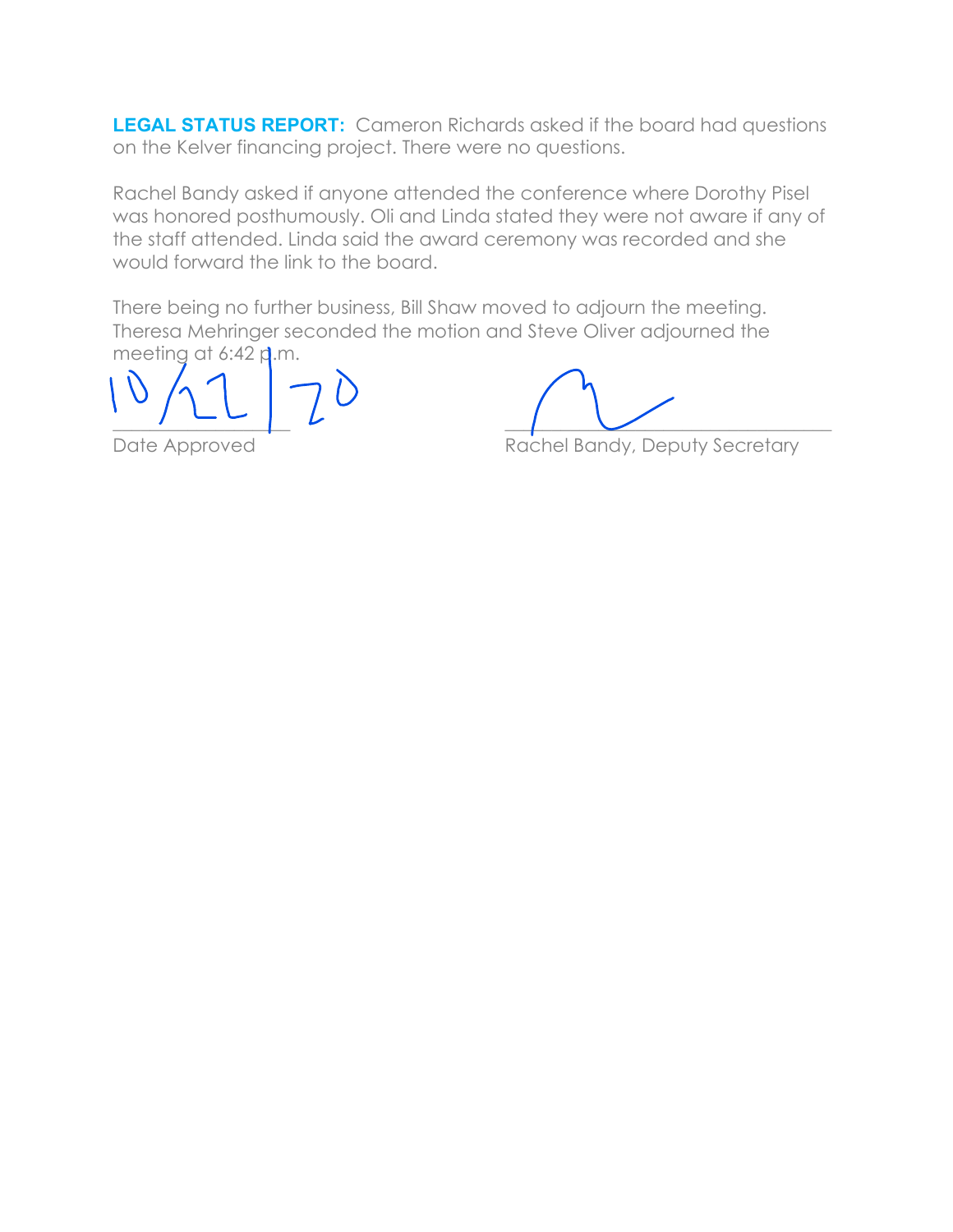**LEGAL STATUS REPORT:** Cameron Richards asked if the board had questions on the Kelver financing project. There were no questions.

Rachel Bandy asked if anyone attended the conference where Dorothy Pisel was honored posthumously. Oli and Linda stated they were not aware if any of the staff attended. Linda said the award ceremony was recorded and she would forward the link to the board.

There being no further business, Bill Shaw moved to adjourn the meeting. Theresa Mehringer seconded the motion and Steve Oliver adjourned the meeting at 6:42 p.m.

10/22/20

Date Approved

Rachel Bandy, Deputy Secretary